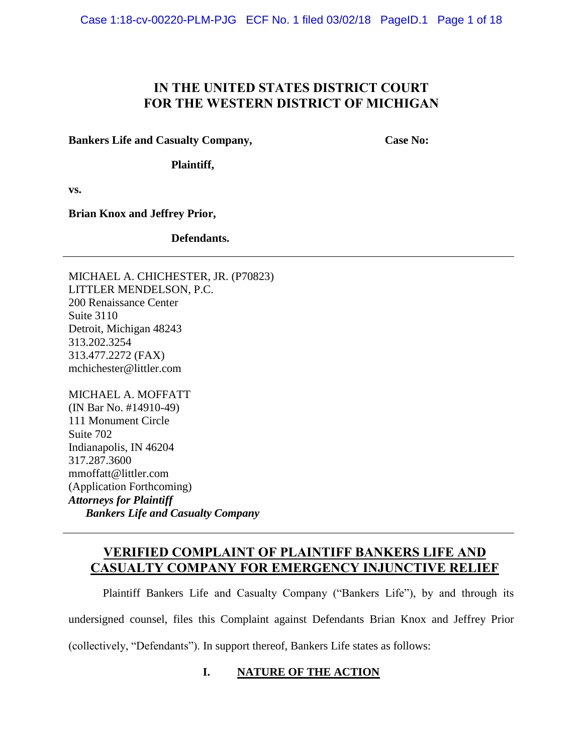# IN THE UNITED STATES DISTRICT COURT FOR THE WESTERN DISTRICT OF MICHIGAN

**Bankers Life and Casualty Company,** **Case No:**

**Plaintiff,**

**vs.**

**Brian Knox and Jeffrey Prior,**

**Defendants.**

---

MICHAEL A. CHICHESTER, JR. (P70823)
LITTLER MENDELSON, P.C.
200 Renaissance Center
Suite 3110
Detroit, Michigan 48243
313.202.3254
313.477.2272 (FAX)
mchichester@littler.com

MICHAEL A. MOFFATT
(IN Bar No. #14910-49)
111 Monument Circle
Suite 702
Indianapolis, IN 46204
317.287.3600
mmoffatt@littler.com
(Application Forthcoming)
***Attorneys for Plaintiff***
***Bankers Life and Casualty Company***

---

## VERIFIED COMPLAINT OF PLAINTIFF BANKERS LIFE AND CASUALTY COMPANY FOR EMERGENCY INJUNCTIVE RELIEF

Plaintiff Bankers Life and Casualty Company ("Bankers Life"), by and through its undersigned counsel, files this Complaint against Defendants Brian Knox and Jeffrey Prior (collectively, "Defendants"). In support thereof, Bankers Life states as follows:

### I. NATURE OF THE ACTION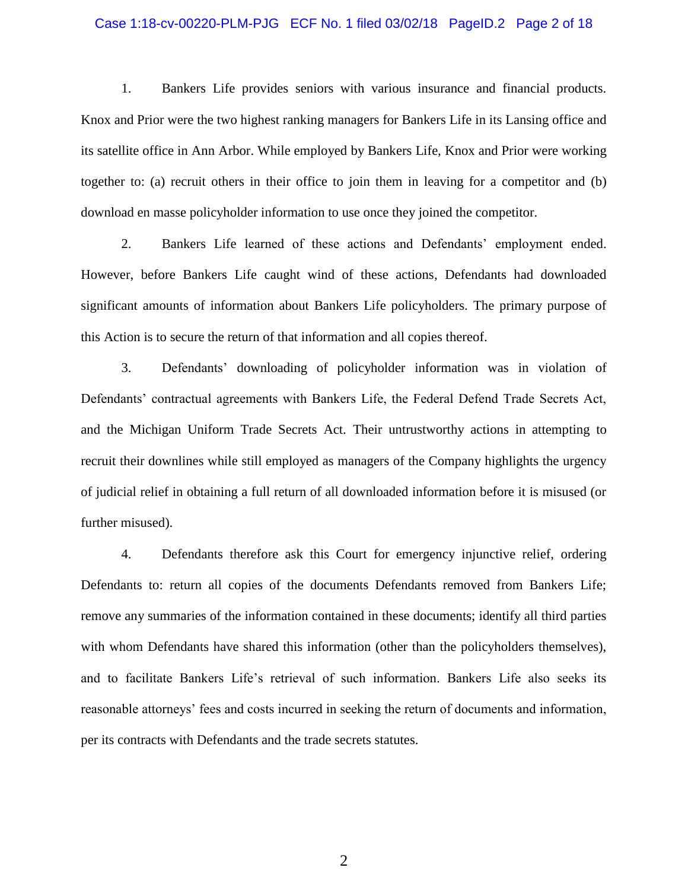1. Bankers Life provides seniors with various insurance and financial products. Knox and Prior were the two highest ranking managers for Bankers Life in its Lansing office and its satellite office in Ann Arbor. While employed by Bankers Life, Knox and Prior were working together to: (a) recruit others in their office to join them in leaving for a competitor and (b) download en masse policyholder information to use once they joined the competitor.

2. Bankers Life learned of these actions and Defendants' employment ended. However, before Bankers Life caught wind of these actions, Defendants had downloaded significant amounts of information about Bankers Life policyholders. The primary purpose of this Action is to secure the return of that information and all copies thereof.

3. Defendants' downloading of policyholder information was in violation of Defendants' contractual agreements with Bankers Life, the Federal Defend Trade Secrets Act, and the Michigan Uniform Trade Secrets Act. Their untrustworthy actions in attempting to recruit their downlines while still employed as managers of the Company highlights the urgency of judicial relief in obtaining a full return of all downloaded information before it is misused (or further misused).

4. Defendants therefore ask this Court for emergency injunctive relief, ordering Defendants to: return all copies of the documents Defendants removed from Bankers Life; remove any summaries of the information contained in these documents; identify all third parties with whom Defendants have shared this information (other than the policyholders themselves), and to facilitate Bankers Life's retrieval of such information. Bankers Life also seeks its reasonable attorneys' fees and costs incurred in seeking the return of documents and information, per its contracts with Defendants and the trade secrets statutes.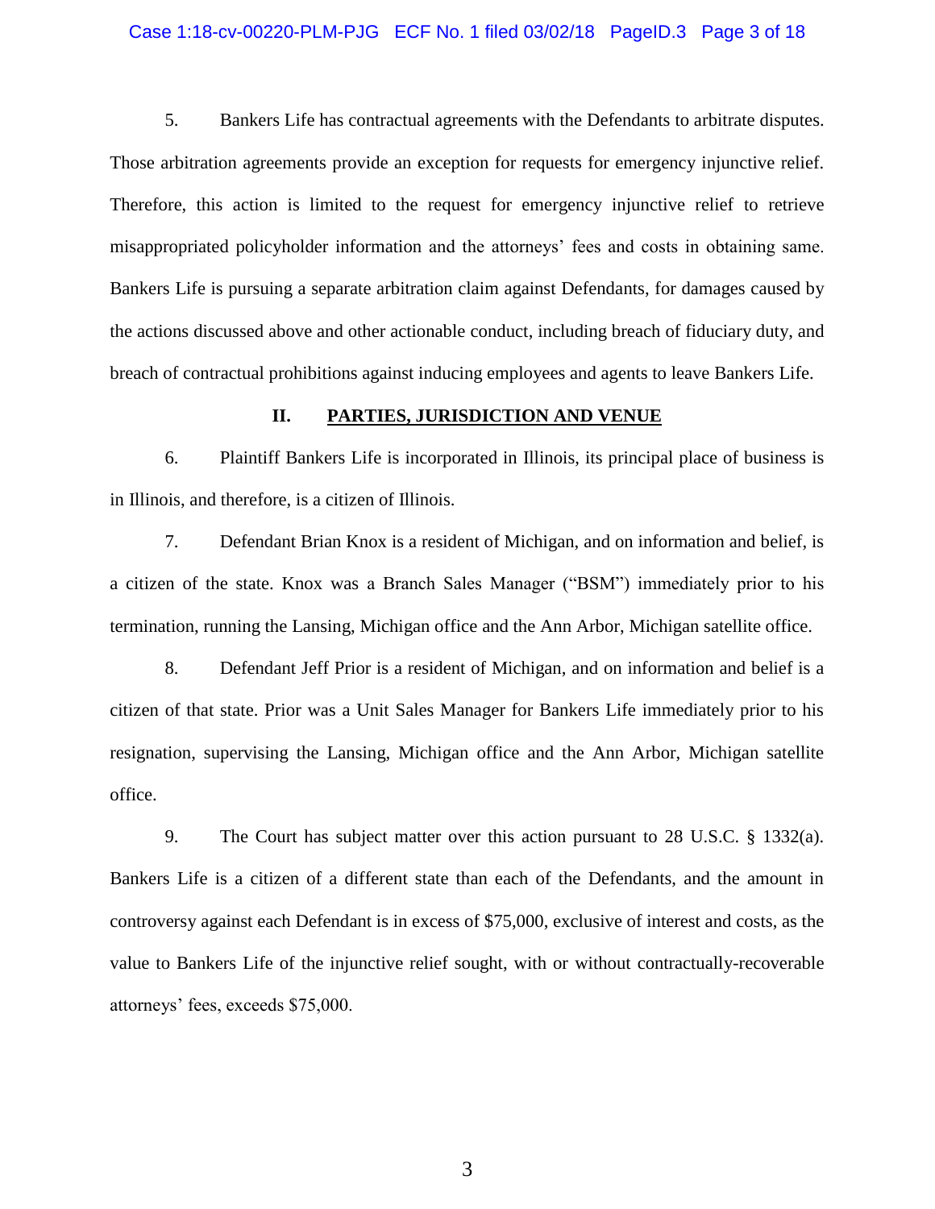5. Bankers Life has contractual agreements with the Defendants to arbitrate disputes. Those arbitration agreements provide an exception for requests for emergency injunctive relief. Therefore, this action is limited to the request for emergency injunctive relief to retrieve misappropriated policyholder information and the attorneys' fees and costs in obtaining same. Bankers Life is pursuing a separate arbitration claim against Defendants, for damages caused by the actions discussed above and other actionable conduct, including breach of fiduciary duty, and breach of contractual prohibitions against inducing employees and agents to leave Bankers Life.

## II. PARTIES, JURISDICTION AND VENUE

6. Plaintiff Bankers Life is incorporated in Illinois, its principal place of business is in Illinois, and therefore, is a citizen of Illinois.

7. Defendant Brian Knox is a resident of Michigan, and on information and belief, is a citizen of the state. Knox was a Branch Sales Manager ("BSM") immediately prior to his termination, running the Lansing, Michigan office and the Ann Arbor, Michigan satellite office.

8. Defendant Jeff Prior is a resident of Michigan, and on information and belief is a citizen of that state. Prior was a Unit Sales Manager for Bankers Life immediately prior to his resignation, supervising the Lansing, Michigan office and the Ann Arbor, Michigan satellite office.

9. The Court has subject matter over this action pursuant to 28 U.S.C. § 1332(a). Bankers Life is a citizen of a different state than each of the Defendants, and the amount in controversy against each Defendant is in excess of $75,000, exclusive of interest and costs, as the value to Bankers Life of the injunctive relief sought, with or without contractually-recoverable attorneys' fees, exceeds $75,000.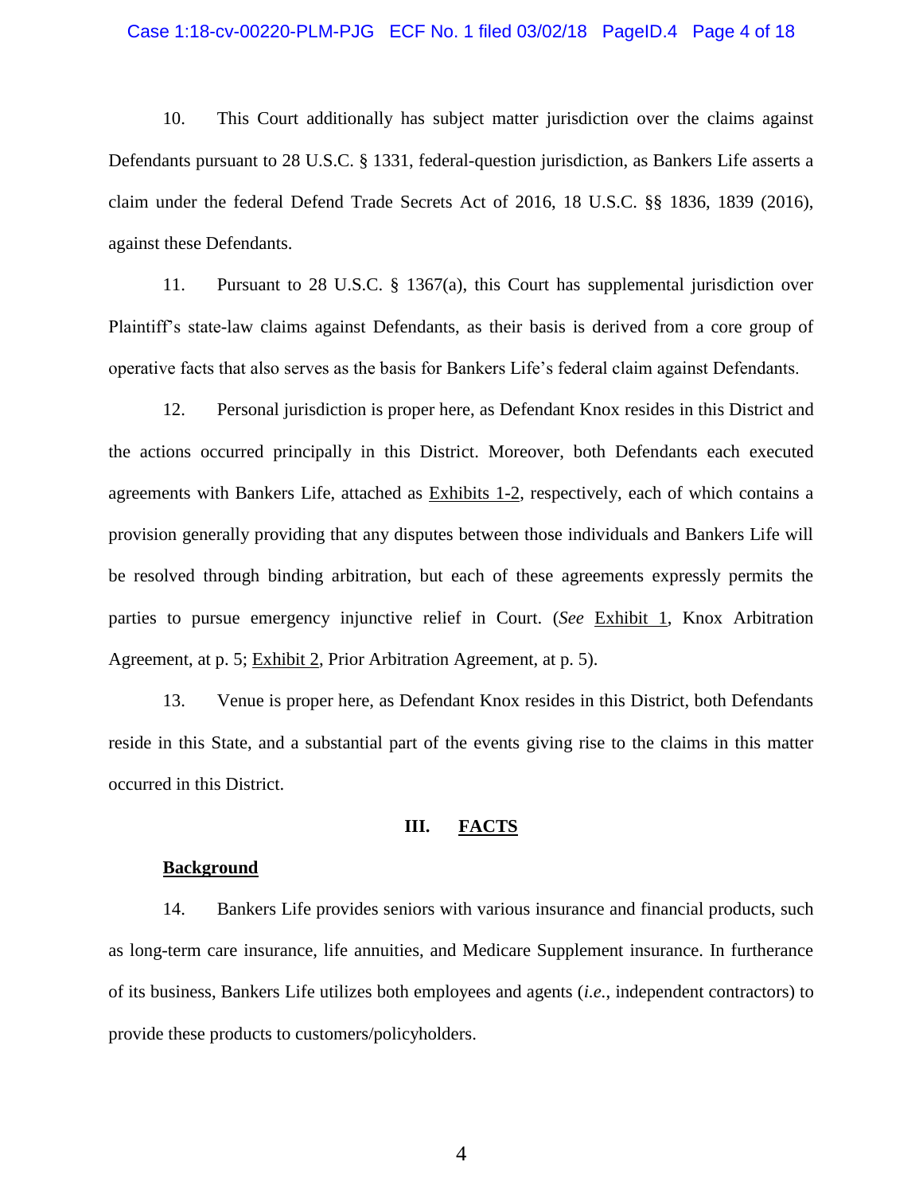10. This Court additionally has subject matter jurisdiction over the claims against Defendants pursuant to 28 U.S.C. § 1331, federal-question jurisdiction, as Bankers Life asserts a claim under the federal Defend Trade Secrets Act of 2016, 18 U.S.C. §§ 1836, 1839 (2016), against these Defendants.

11. Pursuant to 28 U.S.C. § 1367(a), this Court has supplemental jurisdiction over Plaintiff's state-law claims against Defendants, as their basis is derived from a core group of operative facts that also serves as the basis for Bankers Life's federal claim against Defendants.

12. Personal jurisdiction is proper here, as Defendant Knox resides in this District and the actions occurred principally in this District. Moreover, both Defendants each executed agreements with Bankers Life, attached as Exhibits 1-2, respectively, each of which contains a provision generally providing that any disputes between those individuals and Bankers Life will be resolved through binding arbitration, but each of these agreements expressly permits the parties to pursue emergency injunctive relief in Court. (*See* Exhibit 1, Knox Arbitration Agreement, at p. 5; Exhibit 2, Prior Arbitration Agreement, at p. 5).

13. Venue is proper here, as Defendant Knox resides in this District, both Defendants reside in this State, and a substantial part of the events giving rise to the claims in this matter occurred in this District.

## III. FACTS

**Background**

14. Bankers Life provides seniors with various insurance and financial products, such as long-term care insurance, life annuities, and Medicare Supplement insurance. In furtherance of its business, Bankers Life utilizes both employees and agents (*i.e.*, independent contractors) to provide these products to customers/policyholders.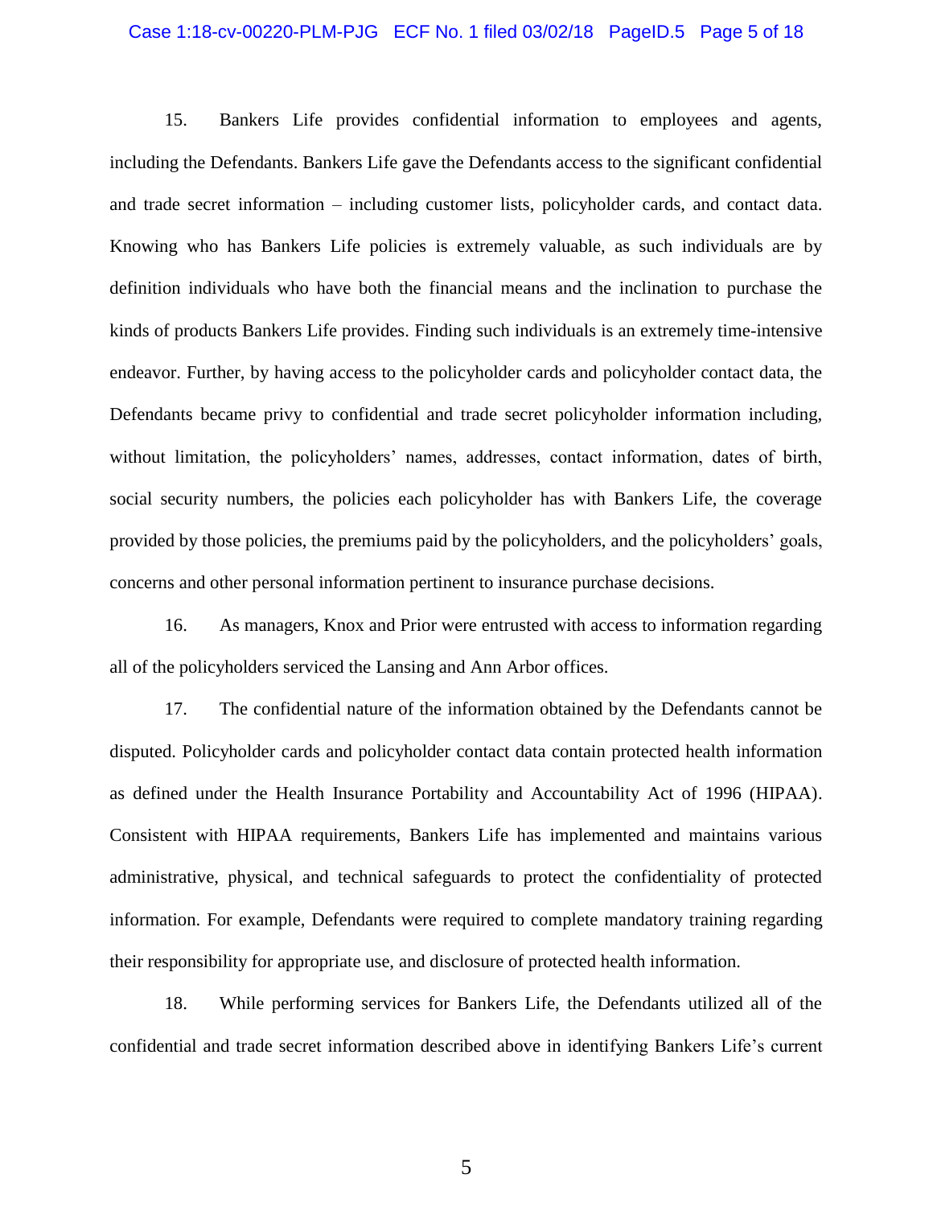15. Bankers Life provides confidential information to employees and agents, including the Defendants. Bankers Life gave the Defendants access to the significant confidential and trade secret information – including customer lists, policyholder cards, and contact data. Knowing who has Bankers Life policies is extremely valuable, as such individuals are by definition individuals who have both the financial means and the inclination to purchase the kinds of products Bankers Life provides. Finding such individuals is an extremely time-intensive endeavor. Further, by having access to the policyholder cards and policyholder contact data, the Defendants became privy to confidential and trade secret policyholder information including, without limitation, the policyholders' names, addresses, contact information, dates of birth, social security numbers, the policies each policyholder has with Bankers Life, the coverage provided by those policies, the premiums paid by the policyholders, and the policyholders' goals, concerns and other personal information pertinent to insurance purchase decisions.

16. As managers, Knox and Prior were entrusted with access to information regarding all of the policyholders serviced the Lansing and Ann Arbor offices.

17. The confidential nature of the information obtained by the Defendants cannot be disputed. Policyholder cards and policyholder contact data contain protected health information as defined under the Health Insurance Portability and Accountability Act of 1996 (HIPAA). Consistent with HIPAA requirements, Bankers Life has implemented and maintains various administrative, physical, and technical safeguards to protect the confidentiality of protected information. For example, Defendants were required to complete mandatory training regarding their responsibility for appropriate use, and disclosure of protected health information.

18. While performing services for Bankers Life, the Defendants utilized all of the confidential and trade secret information described above in identifying Bankers Life's current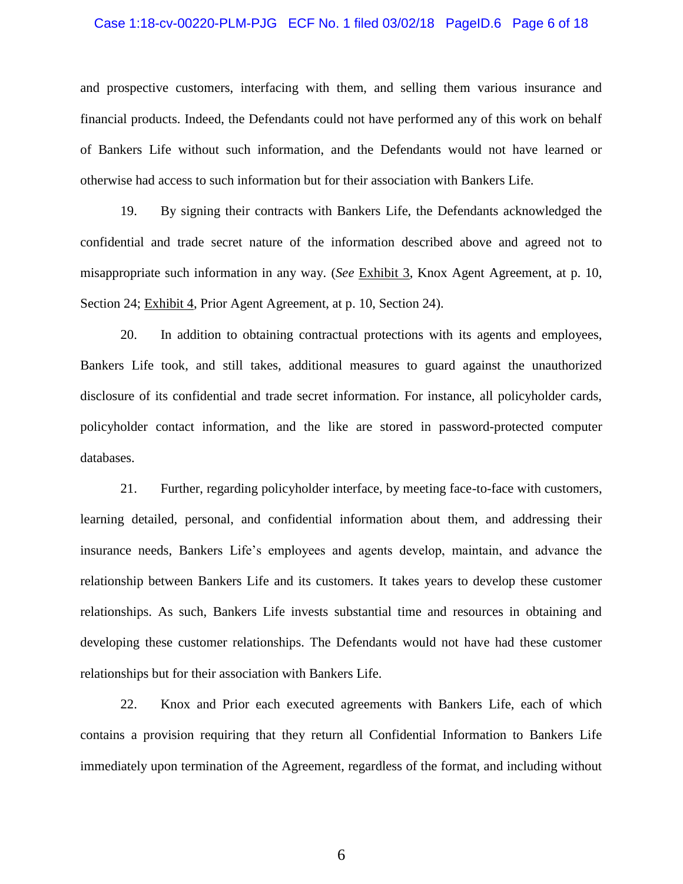and prospective customers, interfacing with them, and selling them various insurance and financial products. Indeed, the Defendants could not have performed any of this work on behalf of Bankers Life without such information, and the Defendants would not have learned or otherwise had access to such information but for their association with Bankers Life.

19. By signing their contracts with Bankers Life, the Defendants acknowledged the confidential and trade secret nature of the information described above and agreed not to misappropriate such information in any way. (*See* Exhibit 3, Knox Agent Agreement, at p. 10, Section 24; Exhibit 4, Prior Agent Agreement, at p. 10, Section 24).

20. In addition to obtaining contractual protections with its agents and employees, Bankers Life took, and still takes, additional measures to guard against the unauthorized disclosure of its confidential and trade secret information. For instance, all policyholder cards, policyholder contact information, and the like are stored in password-protected computer databases.

21. Further, regarding policyholder interface, by meeting face-to-face with customers, learning detailed, personal, and confidential information about them, and addressing their insurance needs, Bankers Life's employees and agents develop, maintain, and advance the relationship between Bankers Life and its customers. It takes years to develop these customer relationships. As such, Bankers Life invests substantial time and resources in obtaining and developing these customer relationships. The Defendants would not have had these customer relationships but for their association with Bankers Life.

22. Knox and Prior each executed agreements with Bankers Life, each of which contains a provision requiring that they return all Confidential Information to Bankers Life immediately upon termination of the Agreement, regardless of the format, and including without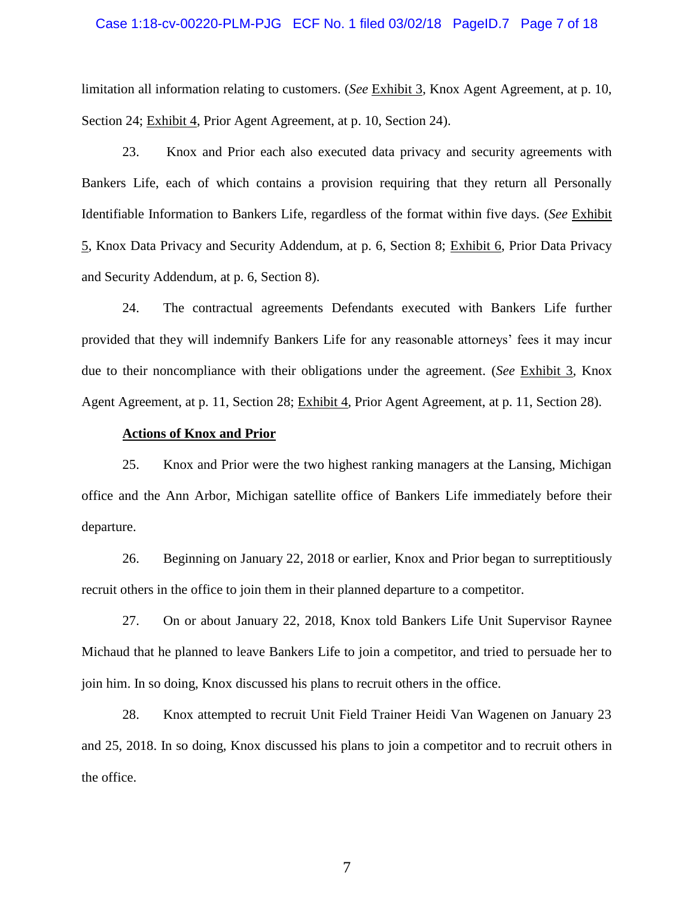limitation all information relating to customers. (*See* Exhibit 3, Knox Agent Agreement, at p. 10, Section 24; Exhibit 4, Prior Agent Agreement, at p. 10, Section 24).

23. Knox and Prior each also executed data privacy and security agreements with Bankers Life, each of which contains a provision requiring that they return all Personally Identifiable Information to Bankers Life, regardless of the format within five days. (*See* Exhibit 5, Knox Data Privacy and Security Addendum, at p. 6, Section 8; Exhibit 6, Prior Data Privacy and Security Addendum, at p. 6, Section 8).

24. The contractual agreements Defendants executed with Bankers Life further provided that they will indemnify Bankers Life for any reasonable attorneys' fees it may incur due to their noncompliance with their obligations under the agreement. (*See* Exhibit 3, Knox Agent Agreement, at p. 11, Section 28; Exhibit 4, Prior Agent Agreement, at p. 11, Section 28).

**Actions of Knox and Prior**

25. Knox and Prior were the two highest ranking managers at the Lansing, Michigan office and the Ann Arbor, Michigan satellite office of Bankers Life immediately before their departure.

26. Beginning on January 22, 2018 or earlier, Knox and Prior began to surreptitiously recruit others in the office to join them in their planned departure to a competitor.

27. On or about January 22, 2018, Knox told Bankers Life Unit Supervisor Raynee Michaud that he planned to leave Bankers Life to join a competitor, and tried to persuade her to join him. In so doing, Knox discussed his plans to recruit others in the office.

28. Knox attempted to recruit Unit Field Trainer Heidi Van Wagenen on January 23 and 25, 2018. In so doing, Knox discussed his plans to join a competitor and to recruit others in the office.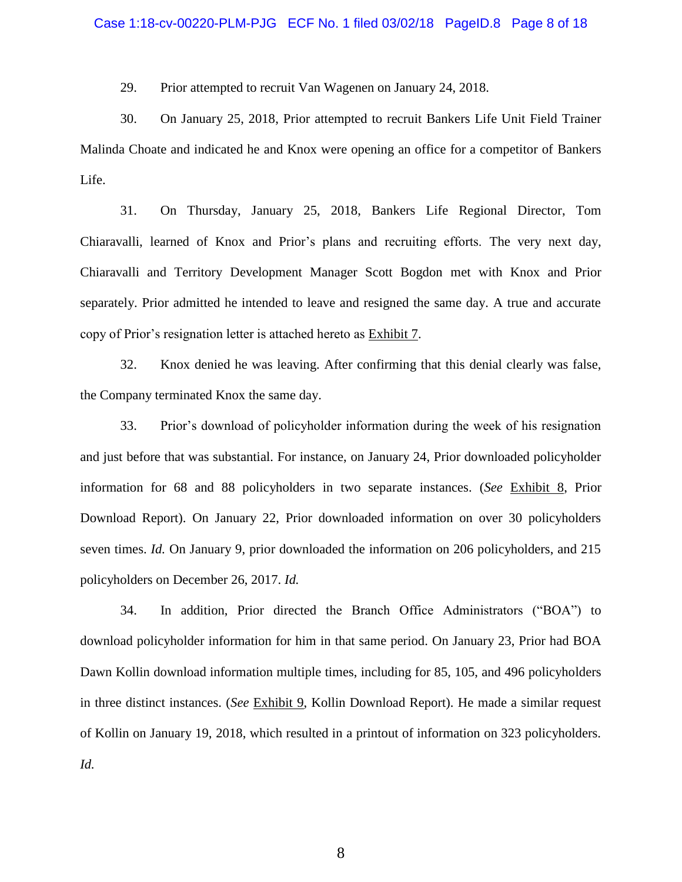29. Prior attempted to recruit Van Wagenen on January 24, 2018.

30. On January 25, 2018, Prior attempted to recruit Bankers Life Unit Field Trainer Malinda Choate and indicated he and Knox were opening an office for a competitor of Bankers Life.

31. On Thursday, January 25, 2018, Bankers Life Regional Director, Tom Chiaravalli, learned of Knox and Prior's plans and recruiting efforts. The very next day, Chiaravalli and Territory Development Manager Scott Bogdon met with Knox and Prior separately. Prior admitted he intended to leave and resigned the same day. A true and accurate copy of Prior's resignation letter is attached hereto as Exhibit 7.

32. Knox denied he was leaving. After confirming that this denial clearly was false, the Company terminated Knox the same day.

33. Prior's download of policyholder information during the week of his resignation and just before that was substantial. For instance, on January 24, Prior downloaded policyholder information for 68 and 88 policyholders in two separate instances. (*See* Exhibit 8, Prior Download Report). On January 22, Prior downloaded information on over 30 policyholders seven times. *Id.* On January 9, prior downloaded the information on 206 policyholders, and 215 policyholders on December 26, 2017. *Id.*

34. In addition, Prior directed the Branch Office Administrators ("BOA") to download policyholder information for him in that same period. On January 23, Prior had BOA Dawn Kollin download information multiple times, including for 85, 105, and 496 policyholders in three distinct instances. (*See* Exhibit 9, Kollin Download Report). He made a similar request of Kollin on January 19, 2018, which resulted in a printout of information on 323 policyholders. *Id.*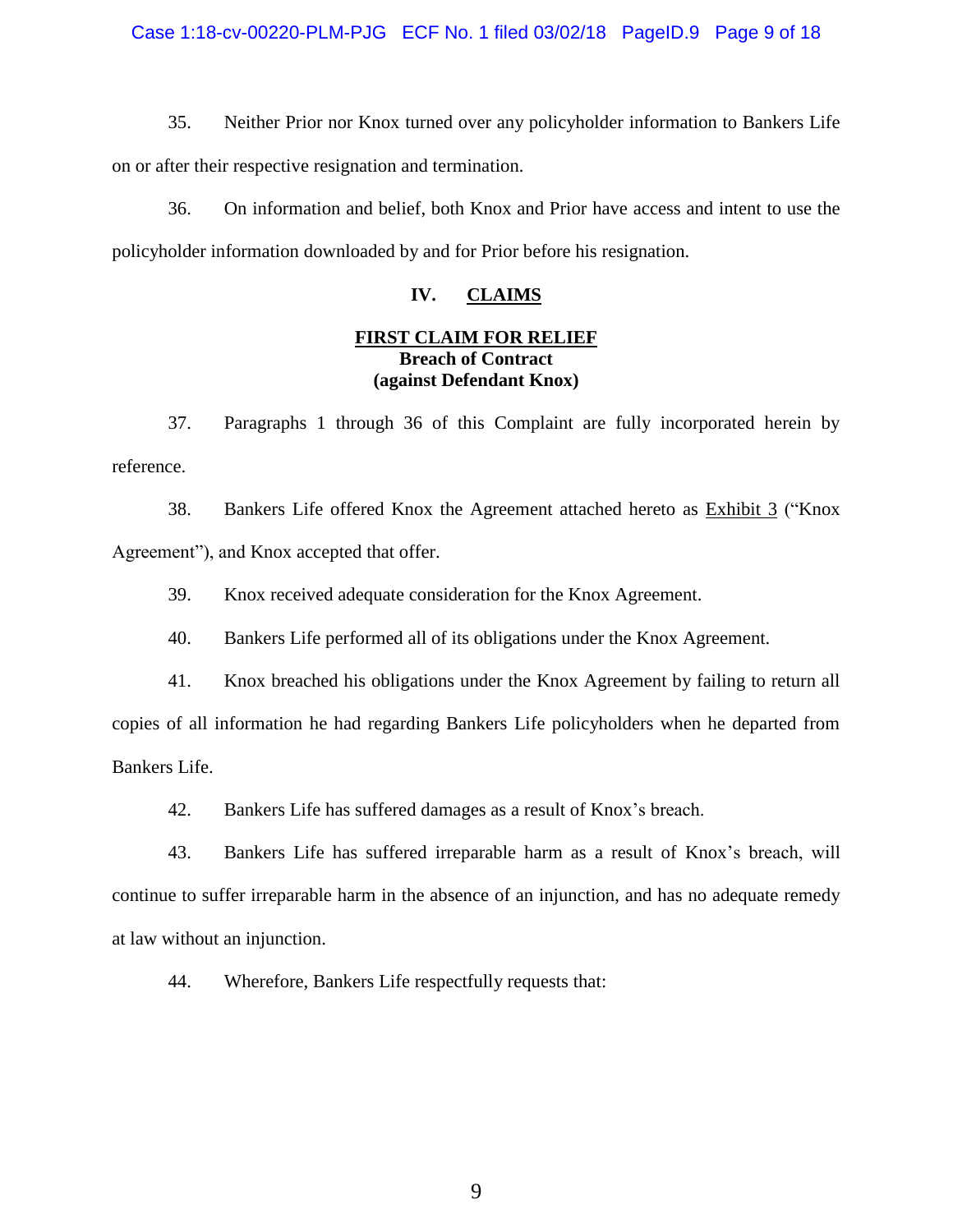35. Neither Prior nor Knox turned over any policyholder information to Bankers Life on or after their respective resignation and termination.

36. On information and belief, both Knox and Prior have access and intent to use the policyholder information downloaded by and for Prior before his resignation.

## IV. CLAIMS

### FIRST CLAIM FOR RELIEF
**Breach of Contract**
**(against Defendant Knox)**

37. Paragraphs 1 through 36 of this Complaint are fully incorporated herein by reference.

38. Bankers Life offered Knox the Agreement attached hereto as Exhibit 3 ("Knox Agreement"), and Knox accepted that offer.

39. Knox received adequate consideration for the Knox Agreement.

40. Bankers Life performed all of its obligations under the Knox Agreement.

41. Knox breached his obligations under the Knox Agreement by failing to return all copies of all information he had regarding Bankers Life policyholders when he departed from Bankers Life.

42. Bankers Life has suffered damages as a result of Knox's breach.

43. Bankers Life has suffered irreparable harm as a result of Knox's breach, will continue to suffer irreparable harm in the absence of an injunction, and has no adequate remedy at law without an injunction.

44. Wherefore, Bankers Life respectfully requests that: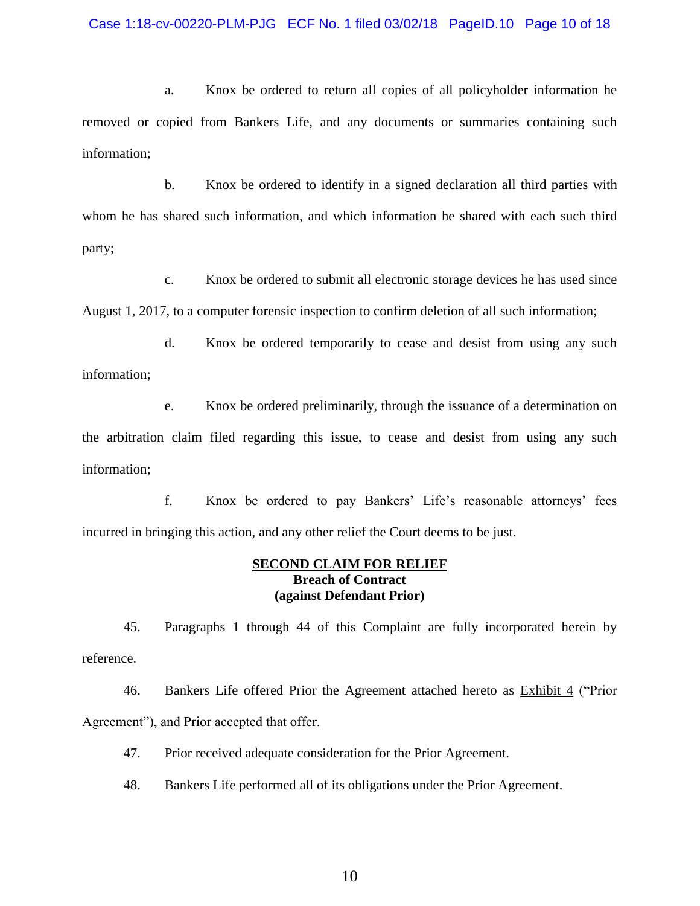a. Knox be ordered to return all copies of all policyholder information he removed or copied from Bankers Life, and any documents or summaries containing such information;

b. Knox be ordered to identify in a signed declaration all third parties with whom he has shared such information, and which information he shared with each such third party;

c. Knox be ordered to submit all electronic storage devices he has used since August 1, 2017, to a computer forensic inspection to confirm deletion of all such information;

d. Knox be ordered temporarily to cease and desist from using any such information;

e. Knox be ordered preliminarily, through the issuance of a determination on the arbitration claim filed regarding this issue, to cease and desist from using any such information;

f. Knox be ordered to pay Bankers' Life's reasonable attorneys' fees incurred in bringing this action, and any other relief the Court deems to be just.

**SECOND CLAIM FOR RELIEF**
**Breach of Contract**
**(against Defendant Prior)**

45. Paragraphs 1 through 44 of this Complaint are fully incorporated herein by reference.

46. Bankers Life offered Prior the Agreement attached hereto as Exhibit 4 ("Prior Agreement"), and Prior accepted that offer.

47. Prior received adequate consideration for the Prior Agreement.

48. Bankers Life performed all of its obligations under the Prior Agreement.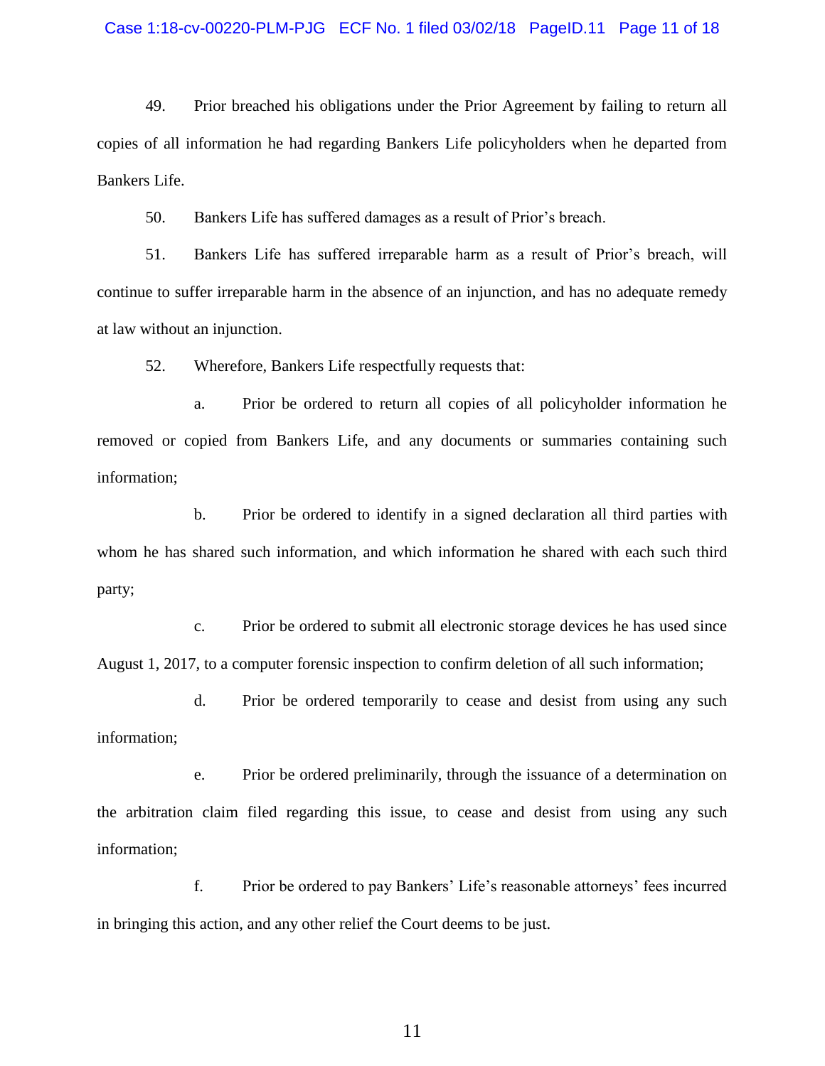49. Prior breached his obligations under the Prior Agreement by failing to return all copies of all information he had regarding Bankers Life policyholders when he departed from Bankers Life.

50. Bankers Life has suffered damages as a result of Prior's breach.

51. Bankers Life has suffered irreparable harm as a result of Prior's breach, will continue to suffer irreparable harm in the absence of an injunction, and has no adequate remedy at law without an injunction.

52. Wherefore, Bankers Life respectfully requests that:

a. Prior be ordered to return all copies of all policyholder information he removed or copied from Bankers Life, and any documents or summaries containing such information;

b. Prior be ordered to identify in a signed declaration all third parties with whom he has shared such information, and which information he shared with each such third party;

c. Prior be ordered to submit all electronic storage devices he has used since August 1, 2017, to a computer forensic inspection to confirm deletion of all such information;

d. Prior be ordered temporarily to cease and desist from using any such information;

e. Prior be ordered preliminarily, through the issuance of a determination on the arbitration claim filed regarding this issue, to cease and desist from using any such information;

f. Prior be ordered to pay Bankers' Life's reasonable attorneys' fees incurred in bringing this action, and any other relief the Court deems to be just.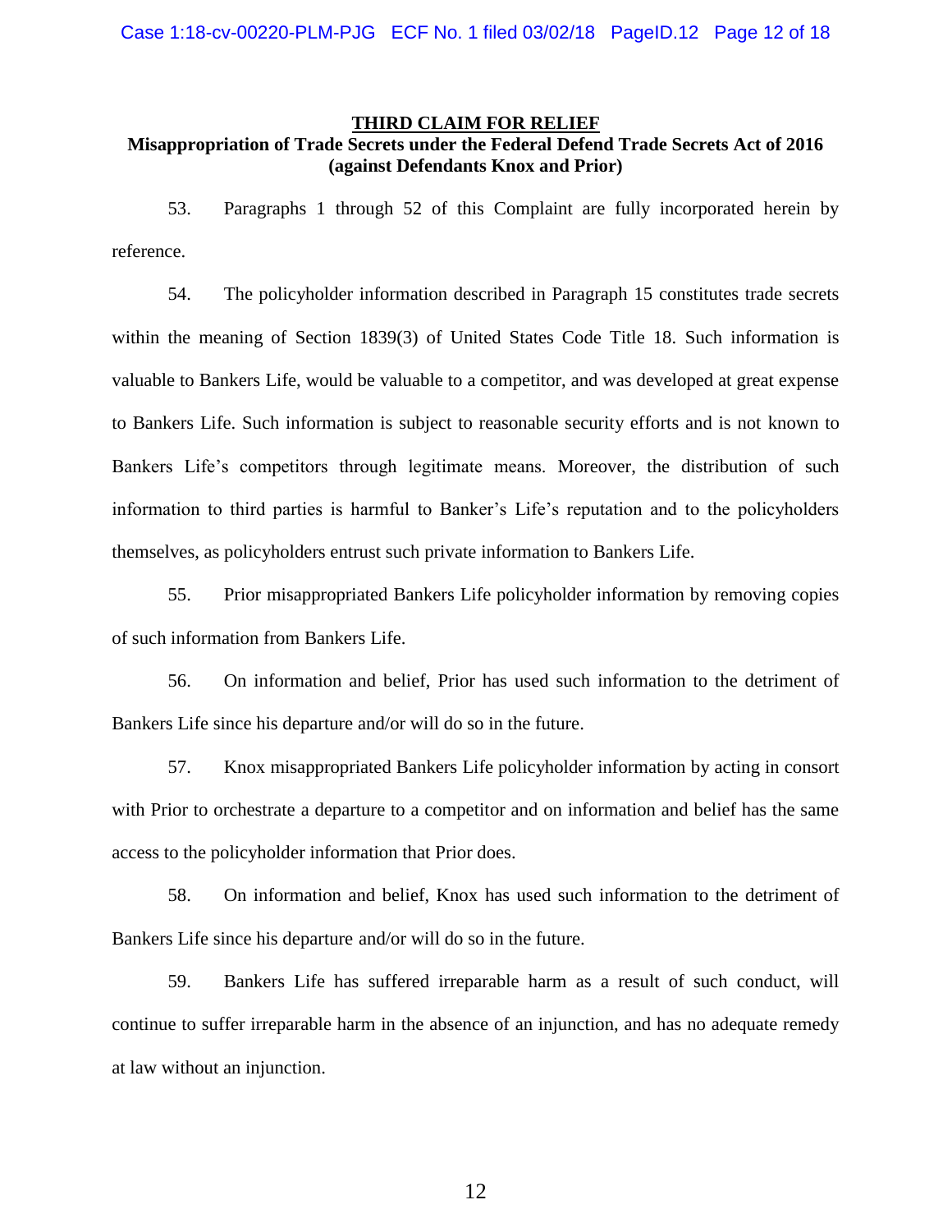## THIRD CLAIM FOR RELIEF

### Misappropriation of Trade Secrets under the Federal Defend Trade Secrets Act of 2016 (against Defendants Knox and Prior)

53. Paragraphs 1 through 52 of this Complaint are fully incorporated herein by reference.

54. The policyholder information described in Paragraph 15 constitutes trade secrets within the meaning of Section 1839(3) of United States Code Title 18. Such information is valuable to Bankers Life, would be valuable to a competitor, and was developed at great expense to Bankers Life. Such information is subject to reasonable security efforts and is not known to Bankers Life's competitors through legitimate means. Moreover, the distribution of such information to third parties is harmful to Banker's Life's reputation and to the policyholders themselves, as policyholders entrust such private information to Bankers Life.

55. Prior misappropriated Bankers Life policyholder information by removing copies of such information from Bankers Life.

56. On information and belief, Prior has used such information to the detriment of Bankers Life since his departure and/or will do so in the future.

57. Knox misappropriated Bankers Life policyholder information by acting in consort with Prior to orchestrate a departure to a competitor and on information and belief has the same access to the policyholder information that Prior does.

58. On information and belief, Knox has used such information to the detriment of Bankers Life since his departure and/or will do so in the future.

59. Bankers Life has suffered irreparable harm as a result of such conduct, will continue to suffer irreparable harm in the absence of an injunction, and has no adequate remedy at law without an injunction.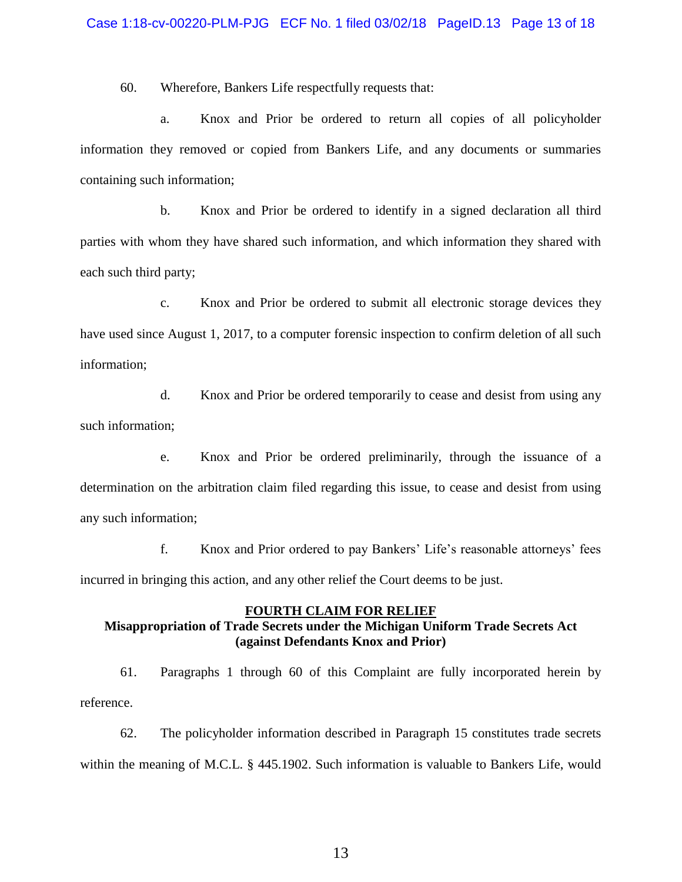60. Wherefore, Bankers Life respectfully requests that:

a. Knox and Prior be ordered to return all copies of all policyholder information they removed or copied from Bankers Life, and any documents or summaries containing such information;

b. Knox and Prior be ordered to identify in a signed declaration all third parties with whom they have shared such information, and which information they shared with each such third party;

c. Knox and Prior be ordered to submit all electronic storage devices they have used since August 1, 2017, to a computer forensic inspection to confirm deletion of all such information;

d. Knox and Prior be ordered temporarily to cease and desist from using any such information;

e. Knox and Prior be ordered preliminarily, through the issuance of a determination on the arbitration claim filed regarding this issue, to cease and desist from using any such information;

f. Knox and Prior ordered to pay Bankers' Life's reasonable attorneys' fees incurred in bringing this action, and any other relief the Court deems to be just.

## FOURTH CLAIM FOR RELIEF

### Misappropriation of Trade Secrets under the Michigan Uniform Trade Secrets Act (against Defendants Knox and Prior)

61. Paragraphs 1 through 60 of this Complaint are fully incorporated herein by reference.

62. The policyholder information described in Paragraph 15 constitutes trade secrets within the meaning of M.C.L. § 445.1902. Such information is valuable to Bankers Life, would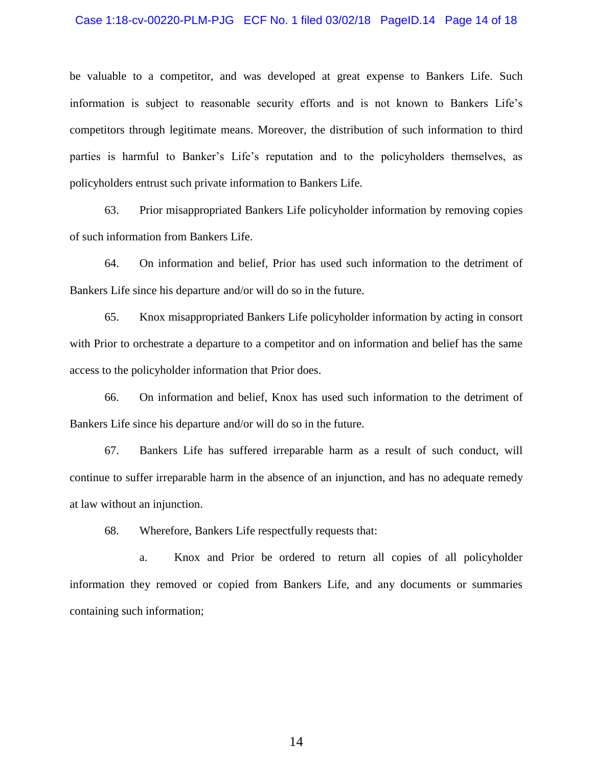be valuable to a competitor, and was developed at great expense to Bankers Life. Such information is subject to reasonable security efforts and is not known to Bankers Life's competitors through legitimate means. Moreover, the distribution of such information to third parties is harmful to Banker's Life's reputation and to the policyholders themselves, as policyholders entrust such private information to Bankers Life.

63. Prior misappropriated Bankers Life policyholder information by removing copies of such information from Bankers Life.

64. On information and belief, Prior has used such information to the detriment of Bankers Life since his departure and/or will do so in the future.

65. Knox misappropriated Bankers Life policyholder information by acting in consort with Prior to orchestrate a departure to a competitor and on information and belief has the same access to the policyholder information that Prior does.

66. On information and belief, Knox has used such information to the detriment of Bankers Life since his departure and/or will do so in the future.

67. Bankers Life has suffered irreparable harm as a result of such conduct, will continue to suffer irreparable harm in the absence of an injunction, and has no adequate remedy at law without an injunction.

68. Wherefore, Bankers Life respectfully requests that:

a. Knox and Prior be ordered to return all copies of all policyholder information they removed or copied from Bankers Life, and any documents or summaries containing such information;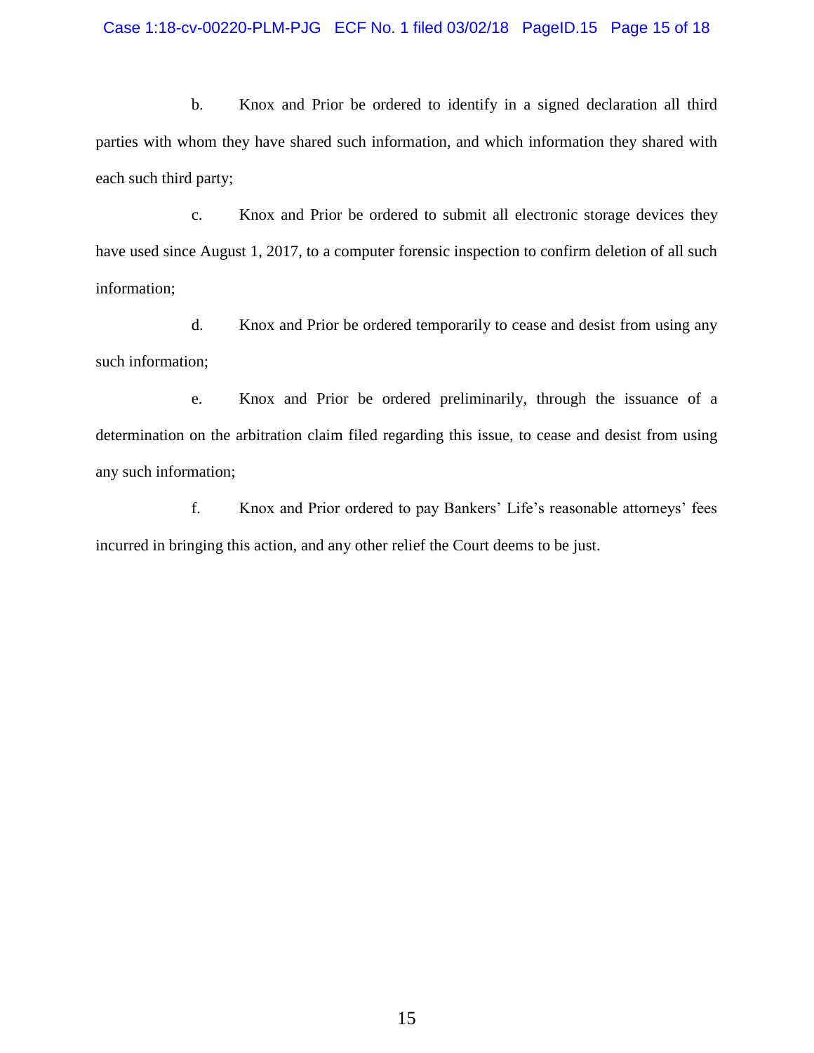b. Knox and Prior be ordered to identify in a signed declaration all third parties with whom they have shared such information, and which information they shared with each such third party;

c. Knox and Prior be ordered to submit all electronic storage devices they have used since August 1, 2017, to a computer forensic inspection to confirm deletion of all such information;

d. Knox and Prior be ordered temporarily to cease and desist from using any such information;

e. Knox and Prior be ordered preliminarily, through the issuance of a determination on the arbitration claim filed regarding this issue, to cease and desist from using any such information;

f. Knox and Prior ordered to pay Bankers' Life's reasonable attorneys' fees incurred in bringing this action, and any other relief the Court deems to be just.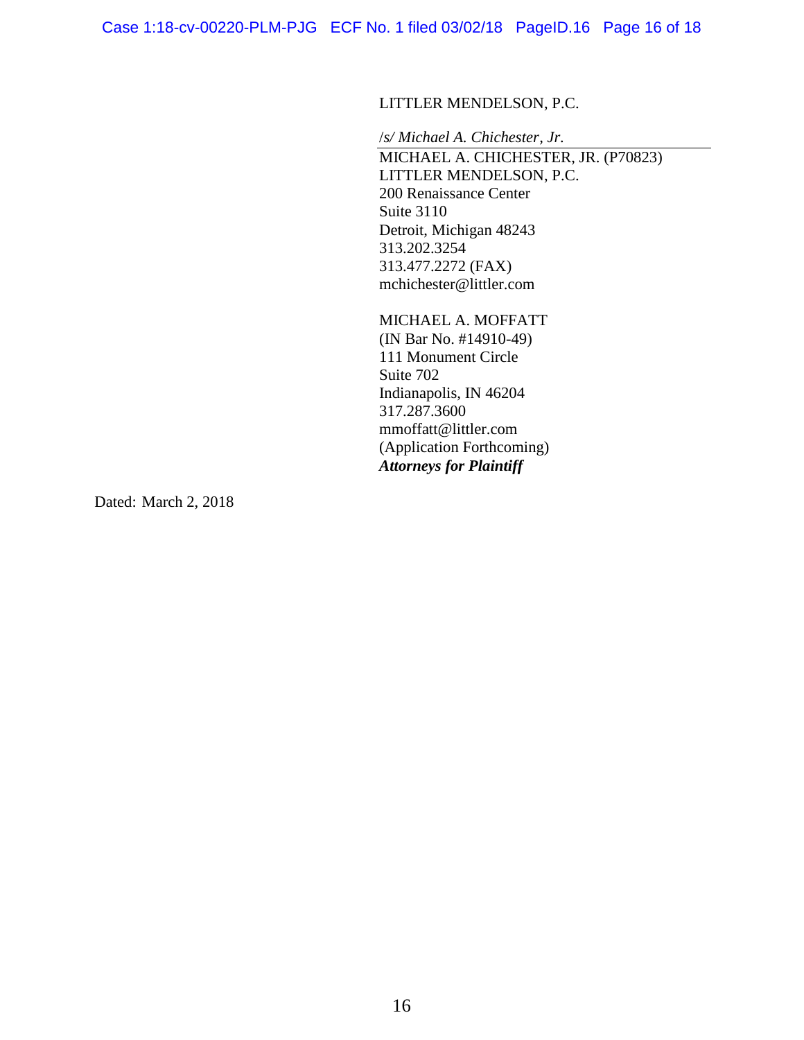LITTLER MENDELSON, P.C.

/s/ *Michael A. Chichester, Jr.*

MICHAEL A. CHICHESTER, JR. (P70823)
LITTLER MENDELSON, P.C.
200 Renaissance Center
Suite 3110
Detroit, Michigan 48243
313.202.3254
313.477.2272 (FAX)
mchichester@littler.com

MICHAEL A. MOFFATT
(IN Bar No. #14910-49)
111 Monument Circle
Suite 702
Indianapolis, IN 46204
317.287.3600
mmoffatt@littler.com
(Application Forthcoming)
***Attorneys for Plaintiff***

Dated: March 2, 2018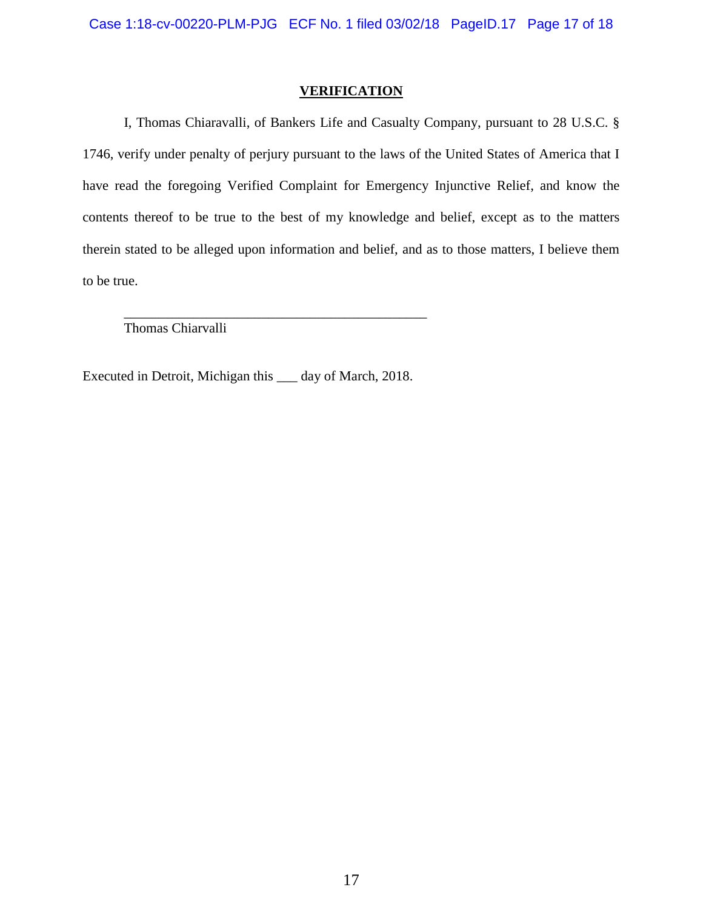## VERIFICATION

I, Thomas Chiaravalli, of Bankers Life and Casualty Company, pursuant to 28 U.S.C. § 1746, verify under penalty of perjury pursuant to the laws of the United States of America that I have read the foregoing Verified Complaint for Emergency Injunctive Relief, and know the contents thereof to be true to the best of my knowledge and belief, except as to the matters therein stated to be alleged upon information and belief, and as to those matters, I believe them to be true.

_____________________________________________
Thomas Chiarvalli

Executed in Detroit, Michigan this ___ day of March, 2018.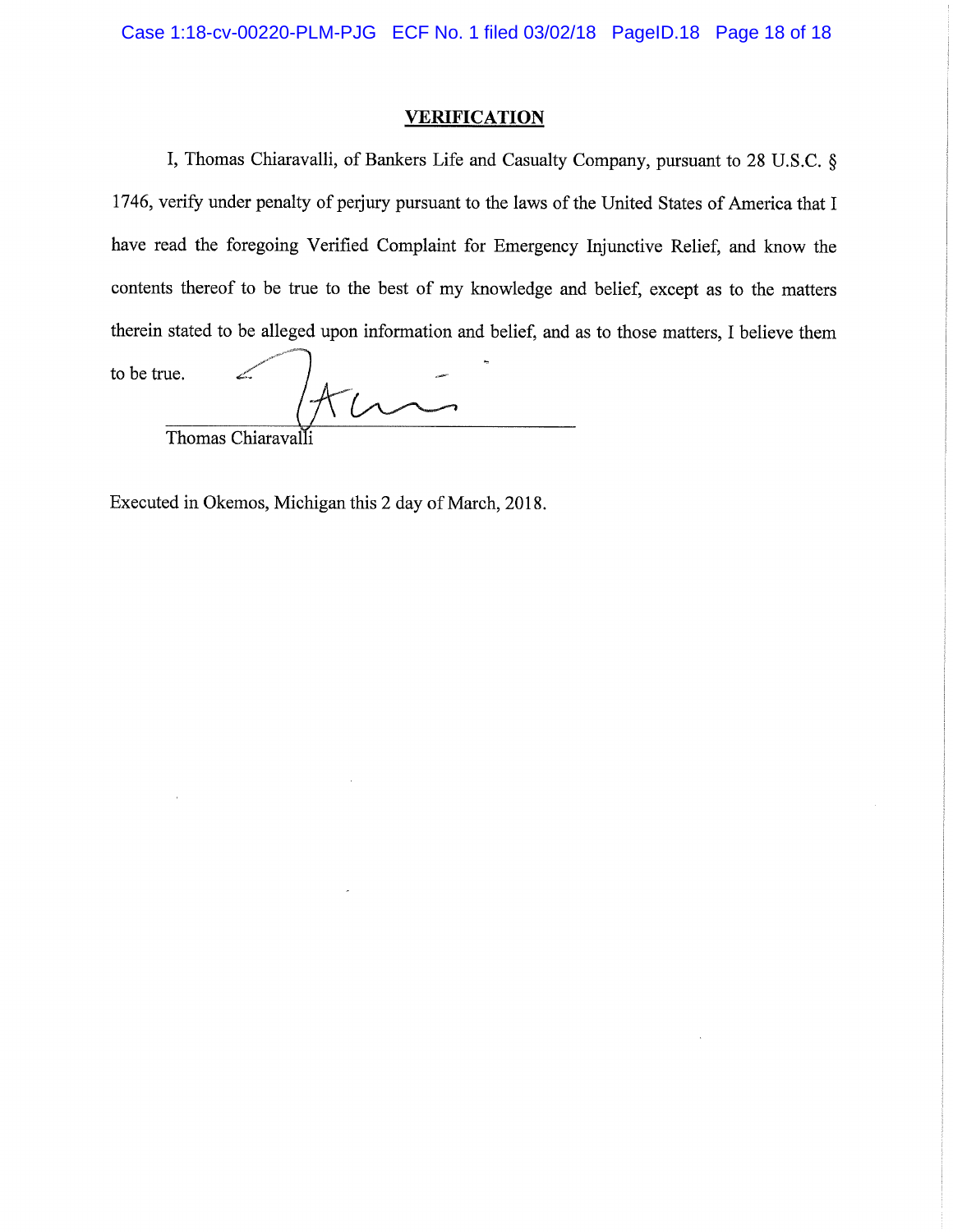## VERIFICATION

I, Thomas Chiaravalli, of Bankers Life and Casualty Company, pursuant to 28 U.S.C. § 1746, verify under penalty of perjury pursuant to the laws of the United States of America that I have read the foregoing Verified Complaint for Emergency Injunctive Relief, and know the contents thereof to be true to the best of my knowledge and belief, except as to the matters therein stated to be alleged upon information and belief, and as to those matters, I believe them to be true.

\_\_\_\_\_\_\_\_\_\_\_\_\_\_\_\_\_\_\_\_\_\_\_\_\_\_\_\_\_\_\_\_\_\_\_\_

Thomas Chiaravalli

Executed in Okemos, Michigan this 2 day of March, 2018.